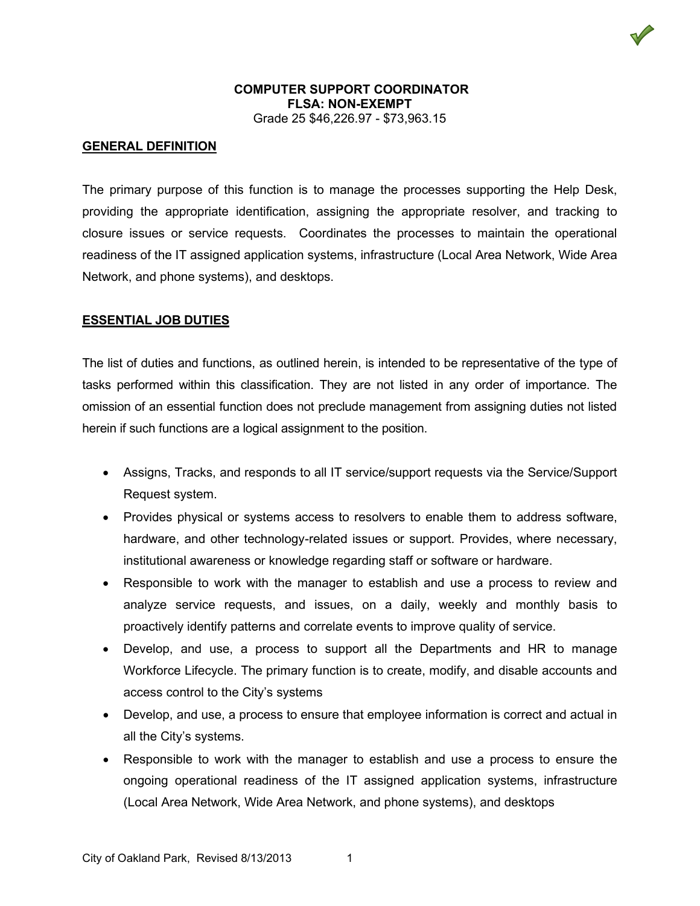**COMPUTER SUPPORT COORDINATOR**
**FLSA: NON-EXEMPT**
Grade 25 $46,226.97 - $73,963.15

## GENERAL DEFINITION

The primary purpose of this function is to manage the processes supporting the Help Desk, providing the appropriate identification, assigning the appropriate resolver, and tracking to closure issues or service requests. Coordinates the processes to maintain the operational readiness of the IT assigned application systems, infrastructure (Local Area Network, Wide Area Network, and phone systems), and desktops.

## ESSENTIAL JOB DUTIES

The list of duties and functions, as outlined herein, is intended to be representative of the type of tasks performed within this classification. They are not listed in any order of importance. The omission of an essential function does not preclude management from assigning duties not listed herein if such functions are a logical assignment to the position.

- Assigns, Tracks, and responds to all IT service/support requests via the Service/Support Request system.
- Provides physical or systems access to resolvers to enable them to address software, hardware, and other technology-related issues or support. Provides, where necessary, institutional awareness or knowledge regarding staff or software or hardware.
- Responsible to work with the manager to establish and use a process to review and analyze service requests, and issues, on a daily, weekly and monthly basis to proactively identify patterns and correlate events to improve quality of service.
- Develop, and use, a process to support all the Departments and HR to manage Workforce Lifecycle. The primary function is to create, modify, and disable accounts and access control to the City's systems
- Develop, and use, a process to ensure that employee information is correct and actual in all the City's systems.
- Responsible to work with the manager to establish and use a process to ensure the ongoing operational readiness of the IT assigned application systems, infrastructure (Local Area Network, Wide Area Network, and phone systems), and desktops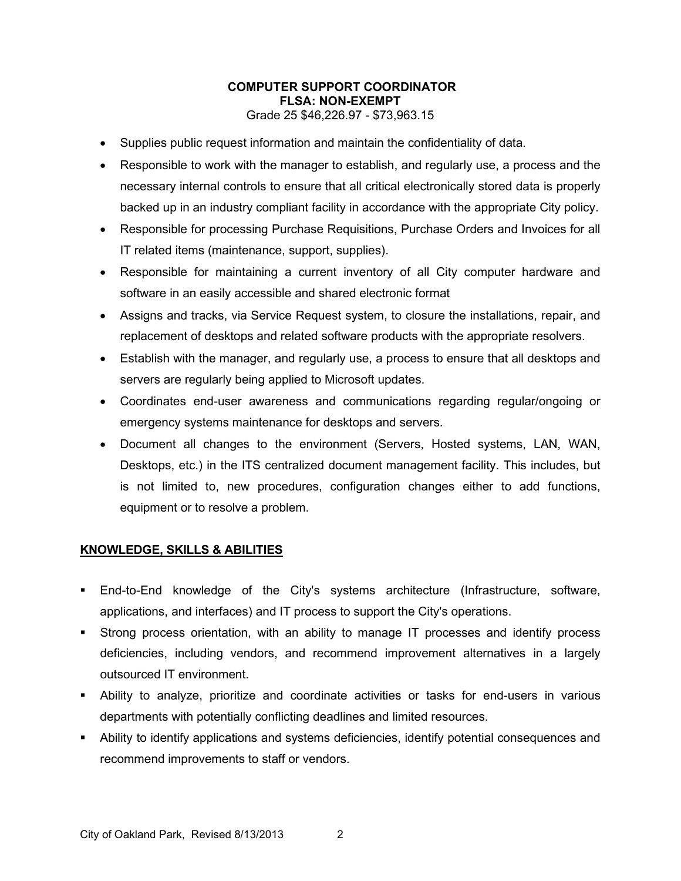**COMPUTER SUPPORT COORDINATOR**
**FLSA: NON-EXEMPT**
Grade 25 $46,226.97 - $73,963.15

- Supplies public request information and maintain the confidentiality of data.
- Responsible to work with the manager to establish, and regularly use, a process and the necessary internal controls to ensure that all critical electronically stored data is properly backed up in an industry compliant facility in accordance with the appropriate City policy.
- Responsible for processing Purchase Requisitions, Purchase Orders and Invoices for all IT related items (maintenance, support, supplies).
- Responsible for maintaining a current inventory of all City computer hardware and software in an easily accessible and shared electronic format
- Assigns and tracks, via Service Request system, to closure the installations, repair, and replacement of desktops and related software products with the appropriate resolvers.
- Establish with the manager, and regularly use, a process to ensure that all desktops and servers are regularly being applied to Microsoft updates.
- Coordinates end-user awareness and communications regarding regular/ongoing or emergency systems maintenance for desktops and servers.
- Document all changes to the environment (Servers, Hosted systems, LAN, WAN, Desktops, etc.) in the ITS centralized document management facility. This includes, but is not limited to, new procedures, configuration changes either to add functions, equipment or to resolve a problem.

## KNOWLEDGE, SKILLS & ABILITIES

- End-to-End knowledge of the City's systems architecture (Infrastructure, software, applications, and interfaces) and IT process to support the City's operations.
- Strong process orientation, with an ability to manage IT processes and identify process deficiencies, including vendors, and recommend improvement alternatives in a largely outsourced IT environment.
- Ability to analyze, prioritize and coordinate activities or tasks for end-users in various departments with potentially conflicting deadlines and limited resources.
- Ability to identify applications and systems deficiencies, identify potential consequences and recommend improvements to staff or vendors.

City of Oakland Park, Revised 8/13/2013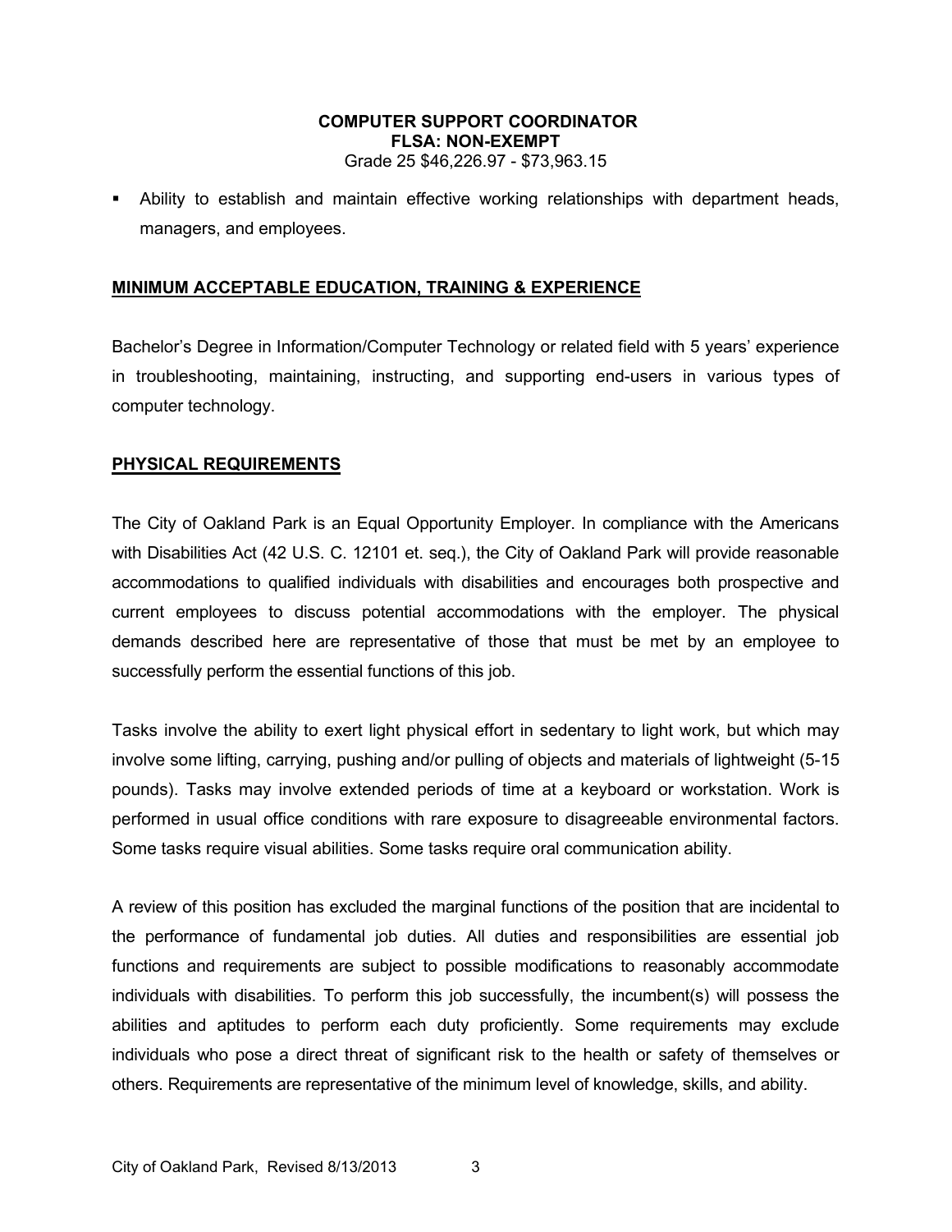- Ability to establish and maintain effective working relationships with department heads, managers, and employees.

## MINIMUM ACCEPTABLE EDUCATION, TRAINING & EXPERIENCE

Bachelor's Degree in Information/Computer Technology or related field with 5 years' experience in troubleshooting, maintaining, instructing, and supporting end-users in various types of computer technology.

## PHYSICAL REQUIREMENTS

The City of Oakland Park is an Equal Opportunity Employer. In compliance with the Americans with Disabilities Act (42 U.S. C. 12101 et. seq.), the City of Oakland Park will provide reasonable accommodations to qualified individuals with disabilities and encourages both prospective and current employees to discuss potential accommodations with the employer. The physical demands described here are representative of those that must be met by an employee to successfully perform the essential functions of this job.

Tasks involve the ability to exert light physical effort in sedentary to light work, but which may involve some lifting, carrying, pushing and/or pulling of objects and materials of lightweight (5-15 pounds). Tasks may involve extended periods of time at a keyboard or workstation. Work is performed in usual office conditions with rare exposure to disagreeable environmental factors. Some tasks require visual abilities. Some tasks require oral communication ability.

A review of this position has excluded the marginal functions of the position that are incidental to the performance of fundamental job duties. All duties and responsibilities are essential job functions and requirements are subject to possible modifications to reasonably accommodate individuals with disabilities. To perform this job successfully, the incumbent(s) will possess the abilities and aptitudes to perform each duty proficiently. Some requirements may exclude individuals who pose a direct threat of significant risk to the health or safety of themselves or others. Requirements are representative of the minimum level of knowledge, skills, and ability.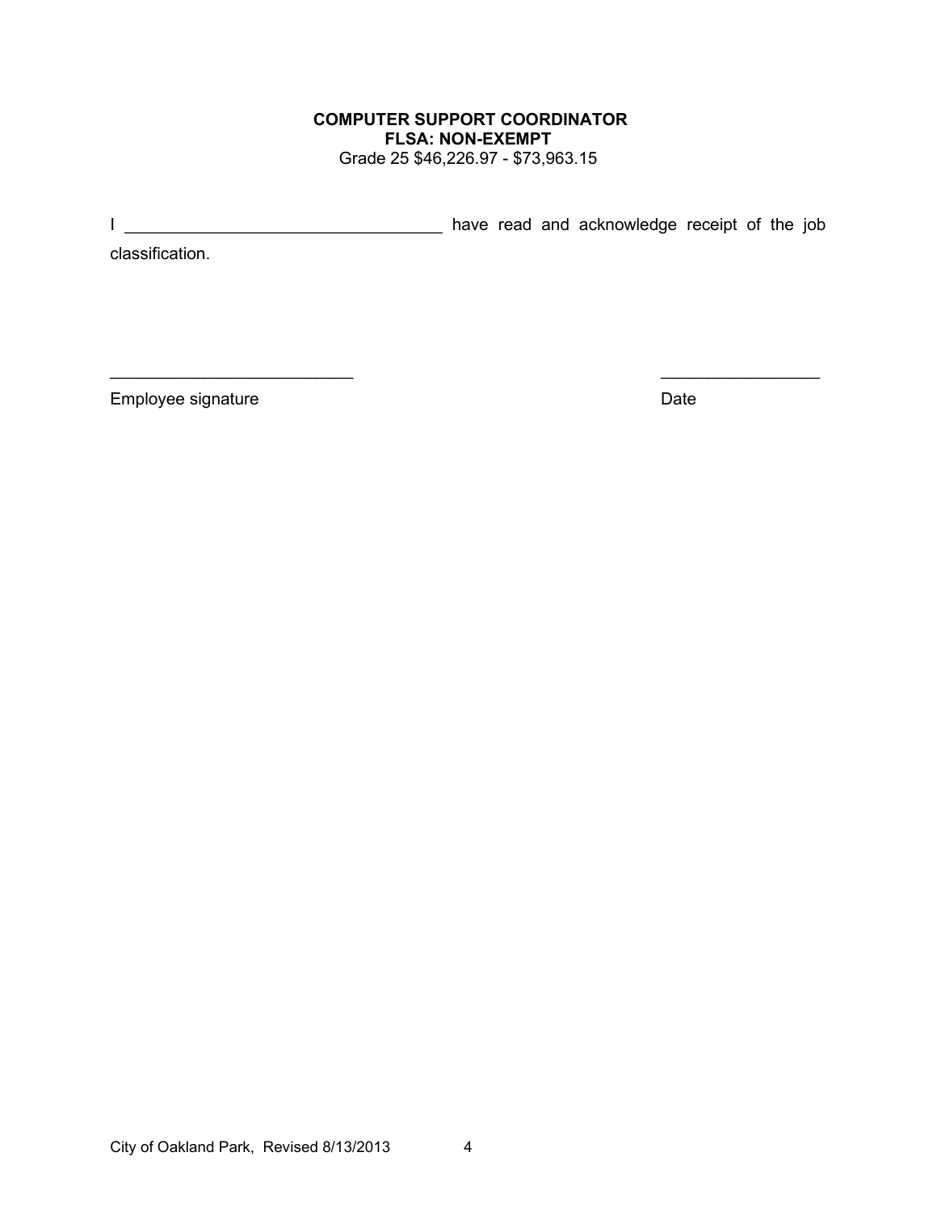**COMPUTER SUPPORT COORDINATOR**
**FLSA: NON-EXEMPT**
Grade 25 $46,226.97 - $73,963.15

I __________________________________ have read and acknowledge receipt of the job classification.

__________________________ __________________

Employee signature Date